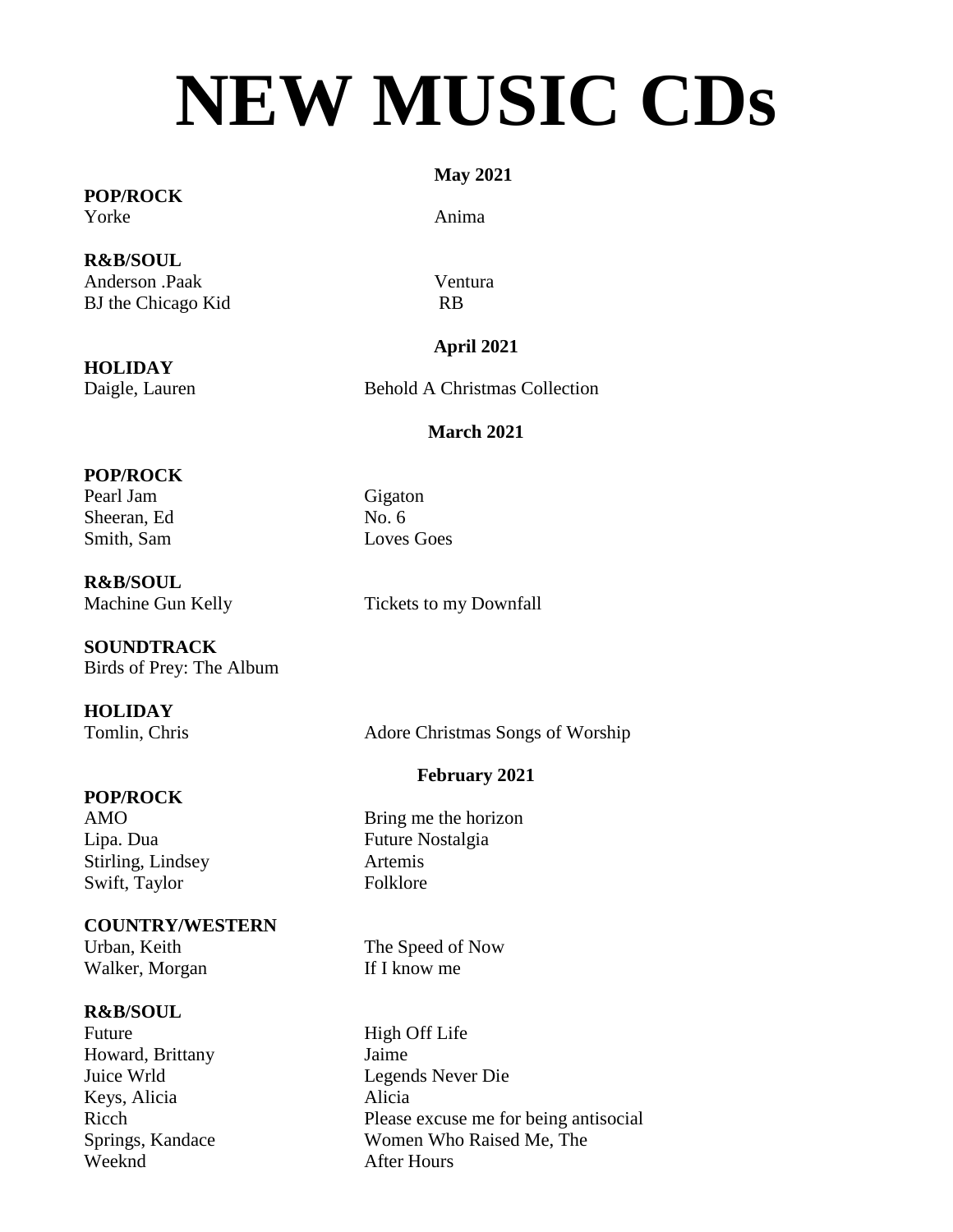# NEW MUSIC CDs

## May 2021

**POP/ROCK**

| | |
|---|---|
| Yorke | Anima |

**R&B/SOUL**

| | |
|---|---|
| Anderson .Paak | Ventura |
| BJ the Chicago Kid | RB |

## April 2021

**HOLIDAY**

| | |
|---|---|
| Daigle, Lauren | Behold A Christmas Collection |

## March 2021

**POP/ROCK**

| | |
|---|---|
| Pearl Jam | Gigaton |
| Sheeran, Ed | No. 6 |
| Smith, Sam | Loves Goes |

**R&B/SOUL**

| | |
|---|---|
| Machine Gun Kelly | Tickets to my Downfall |

**SOUNDTRACK**

Birds of Prey: The Album

**HOLIDAY**

| | |
|---|---|
| Tomlin, Chris | Adore Christmas Songs of Worship |

## February 2021

**POP/ROCK**

| | |
|---|---|
| AMO | Bring me the horizon |
| Lipa. Dua | Future Nostalgia |
| Stirling, Lindsey | Artemis |
| Swift, Taylor | Folklore |

**COUNTRY/WESTERN**

| | |
|---|---|
| Urban, Keith | The Speed of Now |
| Walker, Morgan | If I know me |

**R&B/SOUL**

| | |
|---|---|
| Future | High Off Life |
| Howard, Brittany | Jaime |
| Juice Wrld | Legends Never Die |
| Keys, Alicia | Alicia |
| Ricch | Please excuse me for being antisocial |
| Springs, Kandace | Women Who Raised Me, The |
| Weeknd | After Hours |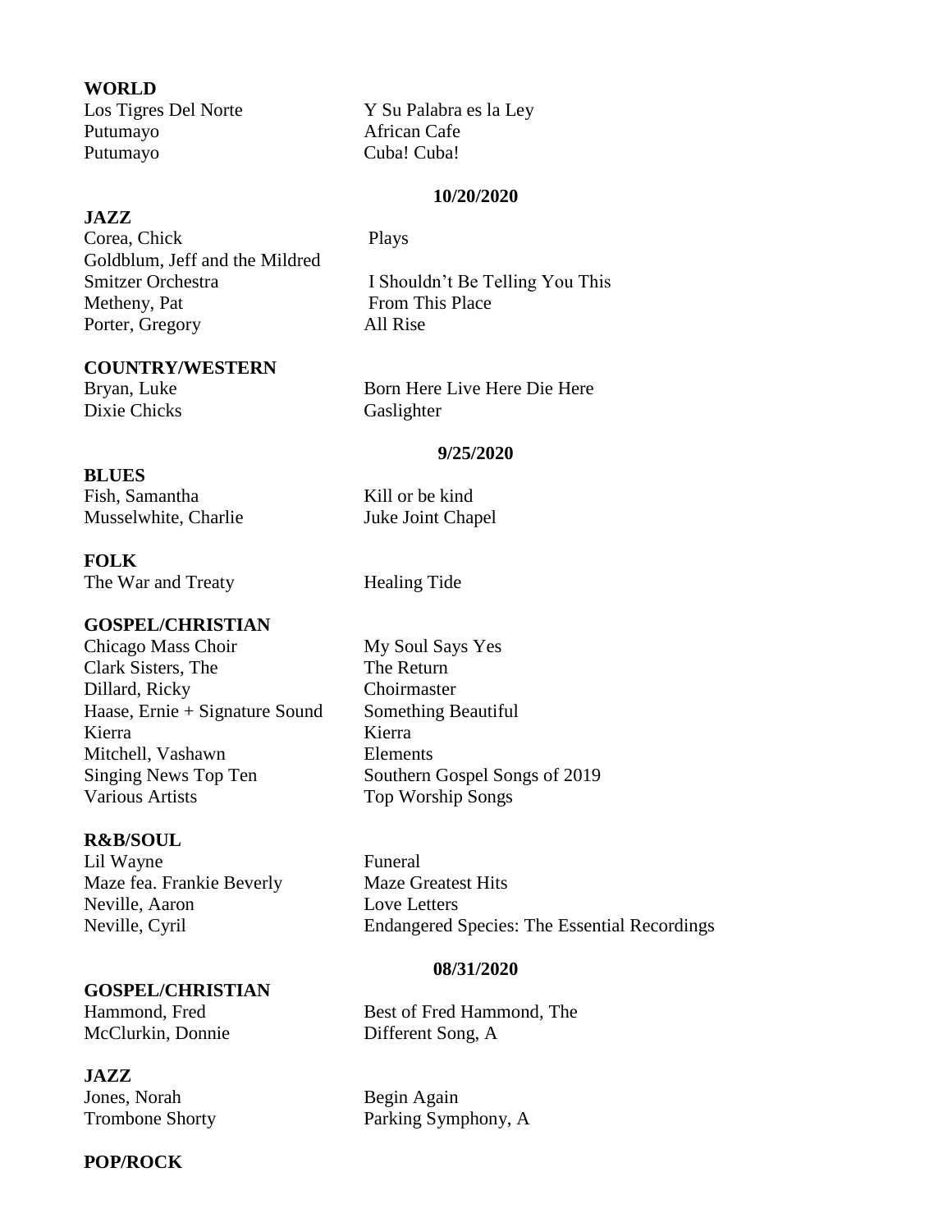**WORLD**

| | |
|---|---|
| Los Tigres Del Norte | Y Su Palabra es la Ley |
| Putumayo | African Cafe |
| Putumayo | Cuba! Cuba! |

**10/20/2020**

**JAZZ**

| | |
|---|---|
| Corea, Chick | Plays |
| Goldblum, Jeff and the Mildred Smitzer Orchestra | I Shouldn't Be Telling You This |
| Metheny, Pat | From This Place |
| Porter, Gregory | All Rise |

**COUNTRY/WESTERN**

| | |
|---|---|
| Bryan, Luke | Born Here Live Here Die Here |
| Dixie Chicks | Gaslighter |

**9/25/2020**

**BLUES**

| | |
|---|---|
| Fish, Samantha | Kill or be kind |
| Musselwhite, Charlie | Juke Joint Chapel |

**FOLK**

| | |
|---|---|
| The War and Treaty | Healing Tide |

**GOSPEL/CHRISTIAN**

| | |
|---|---|
| Chicago Mass Choir | My Soul Says Yes |
| Clark Sisters, The | The Return |
| Dillard, Ricky | Choirmaster |
| Haase, Ernie + Signature Sound | Something Beautiful |
| Kierra | Kierra |
| Mitchell, Vashawn | Elements |
| Singing News Top Ten | Southern Gospel Songs of 2019 |
| Various Artists | Top Worship Songs |

**R&B/SOUL**

| | |
|---|---|
| Lil Wayne | Funeral |
| Maze fea. Frankie Beverly | Maze Greatest Hits |
| Neville, Aaron | Love Letters |
| Neville, Cyril | Endangered Species: The Essential Recordings |

**08/31/2020**

**GOSPEL/CHRISTIAN**

| | |
|---|---|
| Hammond, Fred | Best of Fred Hammond, The |
| McClurkin, Donnie | Different Song, A |

**JAZZ**

| | |
|---|---|
| Jones, Norah | Begin Again |
| Trombone Shorty | Parking Symphony, A |

**POP/ROCK**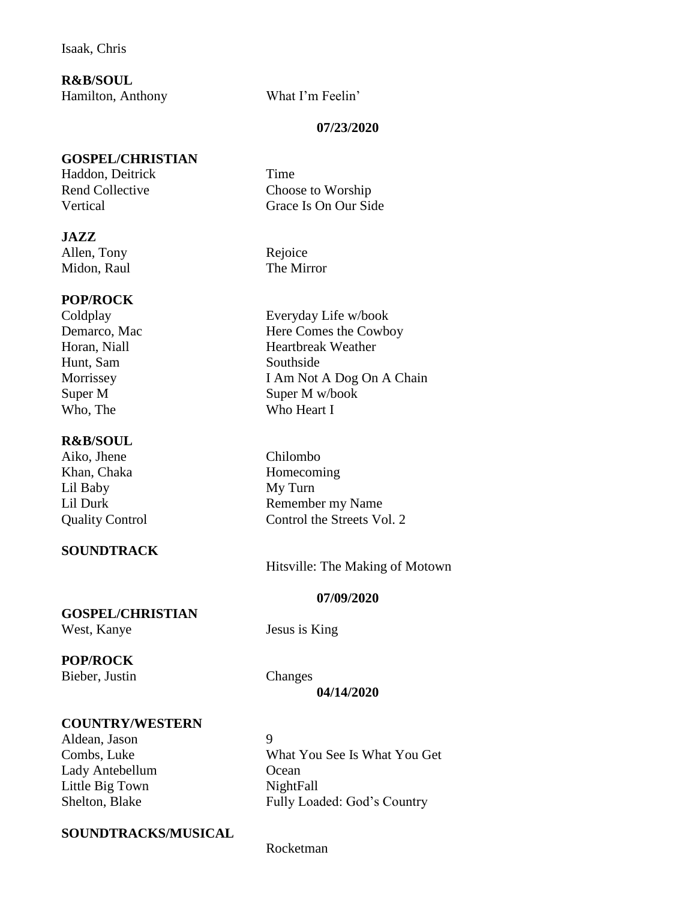Isaak, Chris

**R&B/SOUL**

| | |
|---|---|
| Hamilton, Anthony | What I'm Feelin' |

**07/23/2020**

**GOSPEL/CHRISTIAN**

| | |
|---|---|
| Haddon, Deitrick | Time |
| Rend Collective | Choose to Worship |
| Vertical | Grace Is On Our Side |

**JAZZ**

| | |
|---|---|
| Allen, Tony | Rejoice |
| Midon, Raul | The Mirror |

**POP/ROCK**

| | |
|---|---|
| Coldplay | Everyday Life w/book |
| Demarco, Mac | Here Comes the Cowboy |
| Horan, Niall | Heartbreak Weather |
| Hunt, Sam | Southside |
| Morrissey | I Am Not A Dog On A Chain |
| Super M | Super M w/book |
| Who, The | Who Heart I |

**R&B/SOUL**

| | |
|---|---|
| Aiko, Jhene | Chilombo |
| Khan, Chaka | Homecoming |
| Lil Baby | My Turn |
| Lil Durk | Remember my Name |
| Quality Control | Control the Streets Vol. 2 |

**SOUNDTRACK**

Hitsville: The Making of Motown

**07/09/2020**

**GOSPEL/CHRISTIAN**

| | |
|---|---|
| West, Kanye | Jesus is King |

**POP/ROCK**

| | |
|---|---|
| Bieber, Justin | Changes |

**04/14/2020**

**COUNTRY/WESTERN**

| | |
|---|---|
| Aldean, Jason | 9 |
| Combs, Luke | What You See Is What You Get |
| Lady Antebellum | Ocean |
| Little Big Town | NightFall |
| Shelton, Blake | Fully Loaded: God's Country |

**SOUNDTRACKS/MUSICAL**

Rocketman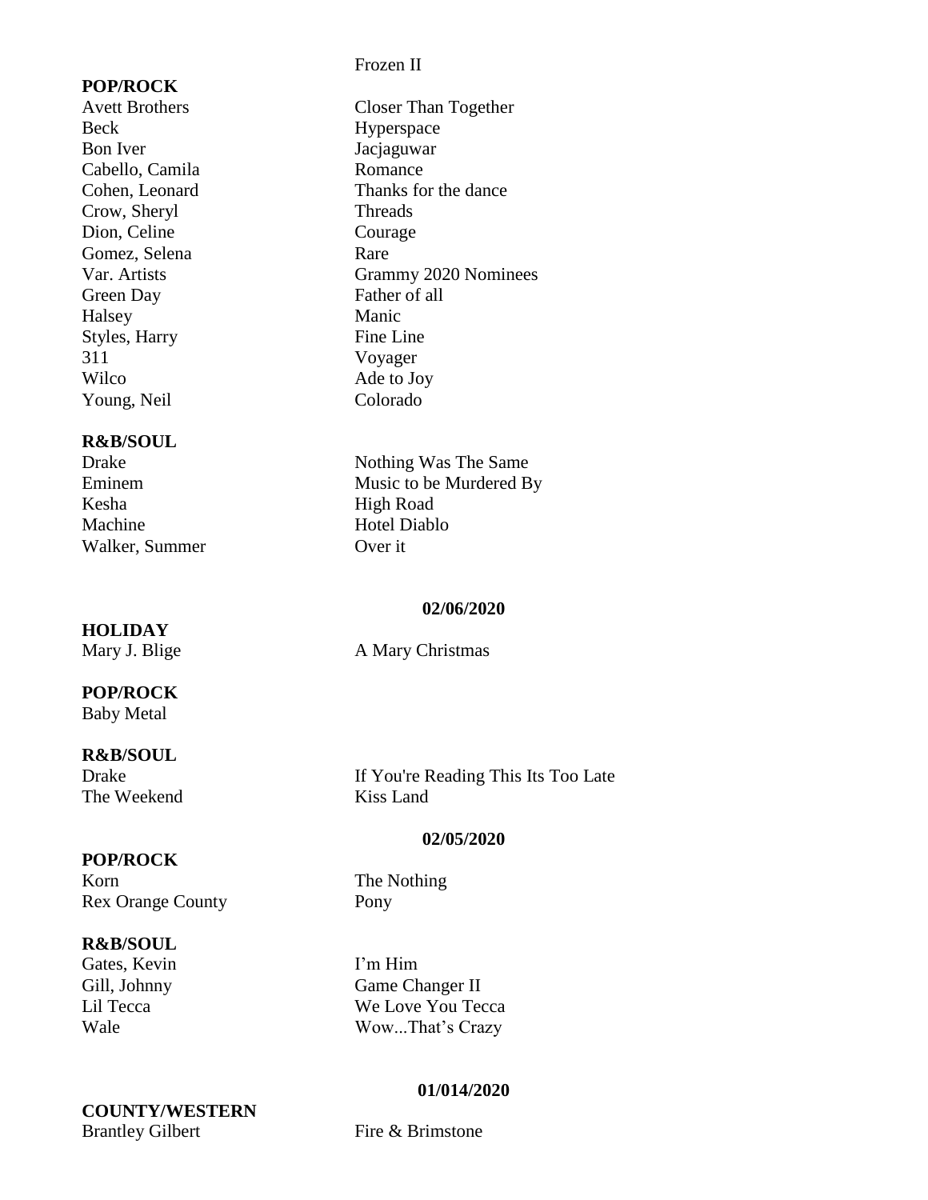Frozen II

**POP/ROCK**

| | |
|---|---|
| Avett Brothers | Closer Than Together |
| Beck | Hyperspace |
| Bon Iver | Jacjaguwar |
| Cabello, Camila | Romance |
| Cohen, Leonard | Thanks for the dance |
| Crow, Sheryl | Threads |
| Dion, Celine | Courage |
| Gomez, Selena | Rare |
| Var. Artists | Grammy 2020 Nominees |
| Green Day | Father of all |
| Halsey | Manic |
| Styles, Harry | Fine Line |
| 311 | Voyager |
| Wilco | Ade to Joy |
| Young, Neil | Colorado |

**R&B/SOUL**

| | |
|---|---|
| Drake | Nothing Was The Same |
| Eminem | Music to be Murdered By |
| Kesha | High Road |
| Machine | Hotel Diablo |
| Walker, Summer | Over it |

**02/06/2020**

**HOLIDAY**

| | |
|---|---|
| Mary J. Blige | A Mary Christmas |

**POP/ROCK**

Baby Metal

**R&B/SOUL**

| | |
|---|---|
| Drake | If You're Reading This Its Too Late |
| The Weekend | Kiss Land |

**02/05/2020**

**POP/ROCK**

| | |
|---|---|
| Korn | The Nothing |
| Rex Orange County | Pony |

**R&B/SOUL**

| | |
|---|---|
| Gates, Kevin | I'm Him |
| Gill, Johnny | Game Changer II |
| Lil Tecca | We Love You Tecca |
| Wale | Wow...That's Crazy |

**01/014/2020**

**COUNTY/WESTERN**

| | |
|---|---|
| Brantley Gilbert | Fire & Brimstone |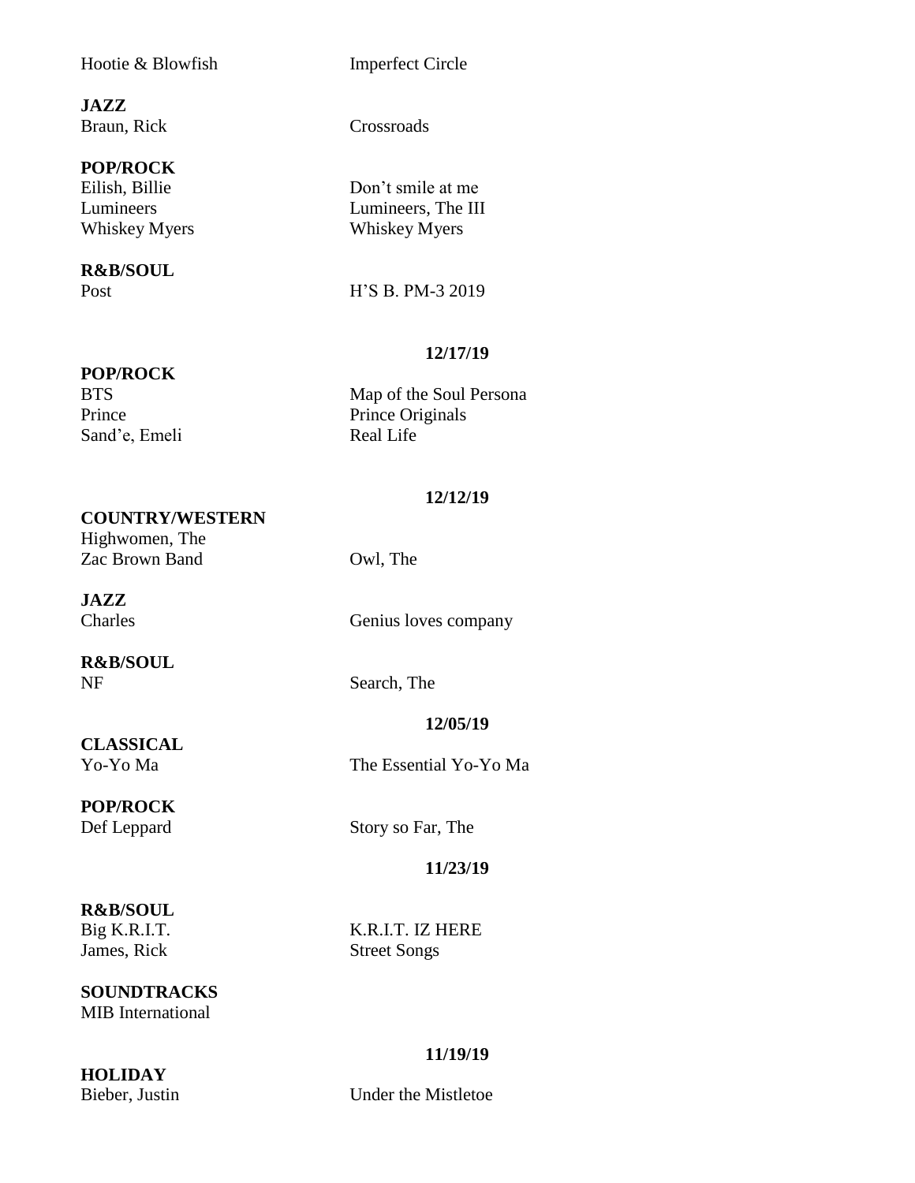Hootie & Blowfish — Imperfect Circle

**JAZZ**

Braun, Rick — Crossroads

**POP/ROCK**

Eilish, Billie — Don't smile at me
Lumineers — Lumineers, The III
Whiskey Myers — Whiskey Myers

**R&B/SOUL**

Post — H'S B. PM-3 2019

**12/17/19**

**POP/ROCK**

BTS — Map of the Soul Persona
Prince — Prince Originals
Sand'e, Emeli — Real Life

**12/12/19**

**COUNTRY/WESTERN**

Highwomen, The
Zac Brown Band — Owl, The

**JAZZ**

Charles — Genius loves company

**R&B/SOUL**

NF — Search, The

**12/05/19**

**CLASSICAL**

Yo-Yo Ma — The Essential Yo-Yo Ma

**POP/ROCK**

Def Leppard — Story so Far, The

**11/23/19**

**R&B/SOUL**

Big K.R.I.T. — K.R.I.T. IZ HERE
James, Rick — Street Songs

**SOUNDTRACKS**

MIB International

**11/19/19**

**HOLIDAY**

Bieber, Justin — Under the Mistletoe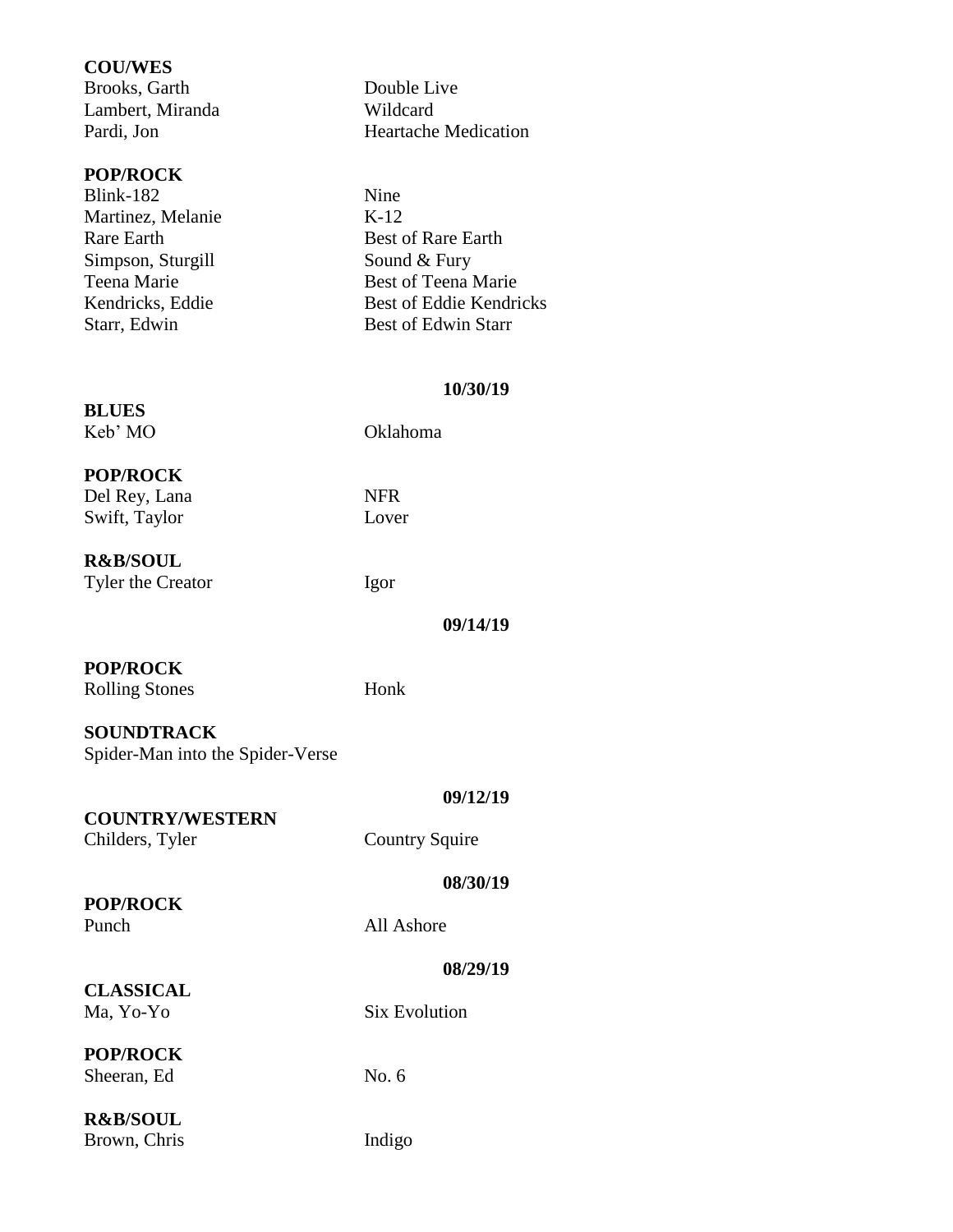**COU/WES**

| | |
|---|---|
| Brooks, Garth | Double Live |
| Lambert, Miranda | Wildcard |
| Pardi, Jon | Heartache Medication |

**POP/ROCK**

| | |
|---|---|
| Blink-182 | Nine |
| Martinez, Melanie | K-12 |
| Rare Earth | Best of Rare Earth |
| Simpson, Sturgill | Sound & Fury |
| Teena Marie | Best of Teena Marie |
| Kendricks, Eddie | Best of Eddie Kendricks |
| Starr, Edwin | Best of Edwin Starr |

**10/30/19**

**BLUES**

| | |
|---|---|
| Keb' MO | Oklahoma |

**POP/ROCK**

| | |
|---|---|
| Del Rey, Lana | NFR |
| Swift, Taylor | Lover |

**R&B/SOUL**

| | |
|---|---|
| Tyler the Creator | Igor |

**09/14/19**

**POP/ROCK**

| | |
|---|---|
| Rolling Stones | Honk |

**SOUNDTRACK**

Spider-Man into the Spider-Verse

**09/12/19**

**COUNTRY/WESTERN**

| | |
|---|---|
| Childers, Tyler | Country Squire |

**08/30/19**

**POP/ROCK**

| | |
|---|---|
| Punch | All Ashore |

**08/29/19**

**CLASSICAL**

| | |
|---|---|
| Ma, Yo-Yo | Six Evolution |

**POP/ROCK**

| | |
|---|---|
| Sheeran, Ed | No. 6 |

**R&B/SOUL**

| | |
|---|---|
| Brown, Chris | Indigo |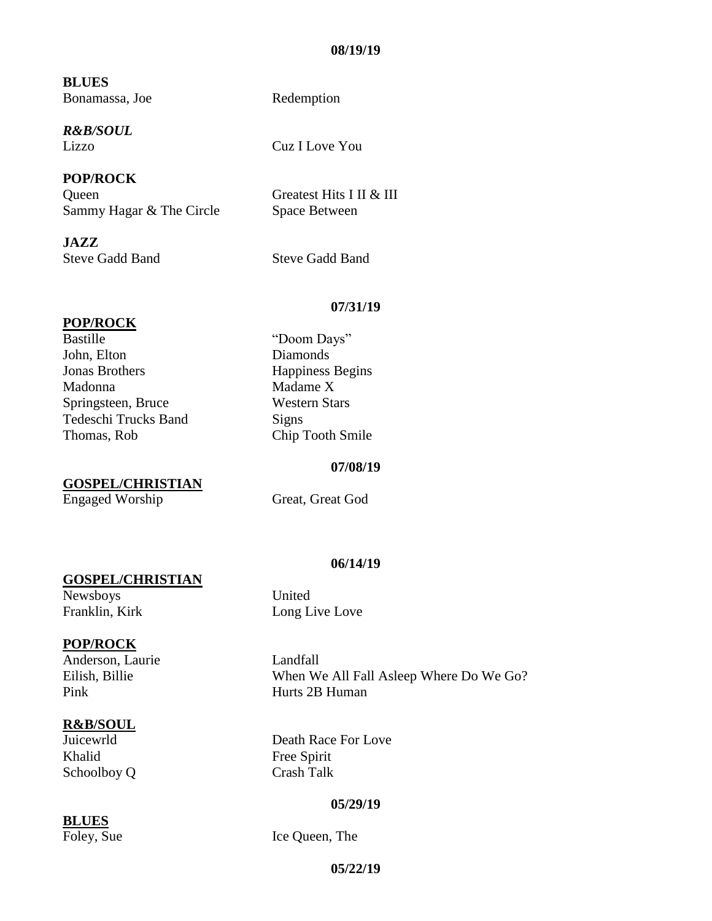**08/19/19**

**BLUES**

Bonamassa, Joe — Redemption

***R&B/SOUL***

Lizzo — Cuz I Love You

**POP/ROCK**

Queen — Greatest Hits I II & III

Sammy Hagar & The Circle — Space Between

**JAZZ**

Steve Gadd Band — Steve Gadd Band

**07/31/19**

**POP/ROCK**

| | |
|---|---|
| Bastille | "Doom Days" |
| John, Elton | Diamonds |
| Jonas Brothers | Happiness Begins |
| Madonna | Madame X |
| Springsteen, Bruce | Western Stars |
| Tedeschi Trucks Band | Signs |
| Thomas, Rob | Chip Tooth Smile |

**07/08/19**

**GOSPEL/CHRISTIAN**

Engaged Worship — Great, Great God

**06/14/19**

**GOSPEL/CHRISTIAN**

| | |
|---|---|
| Newsboys | United |
| Franklin, Kirk | Long Live Love |

**POP/ROCK**

| | |
|---|---|
| Anderson, Laurie | Landfall |
| Eilish, Billie | When We All Fall Asleep Where Do We Go? |
| Pink | Hurts 2B Human |

**R&B/SOUL**

| | |
|---|---|
| Juicewrld | Death Race For Love |
| Khalid | Free Spirit |
| Schoolboy Q | Crash Talk |

**05/29/19**

**BLUES**

Foley, Sue — Ice Queen, The

**05/22/19**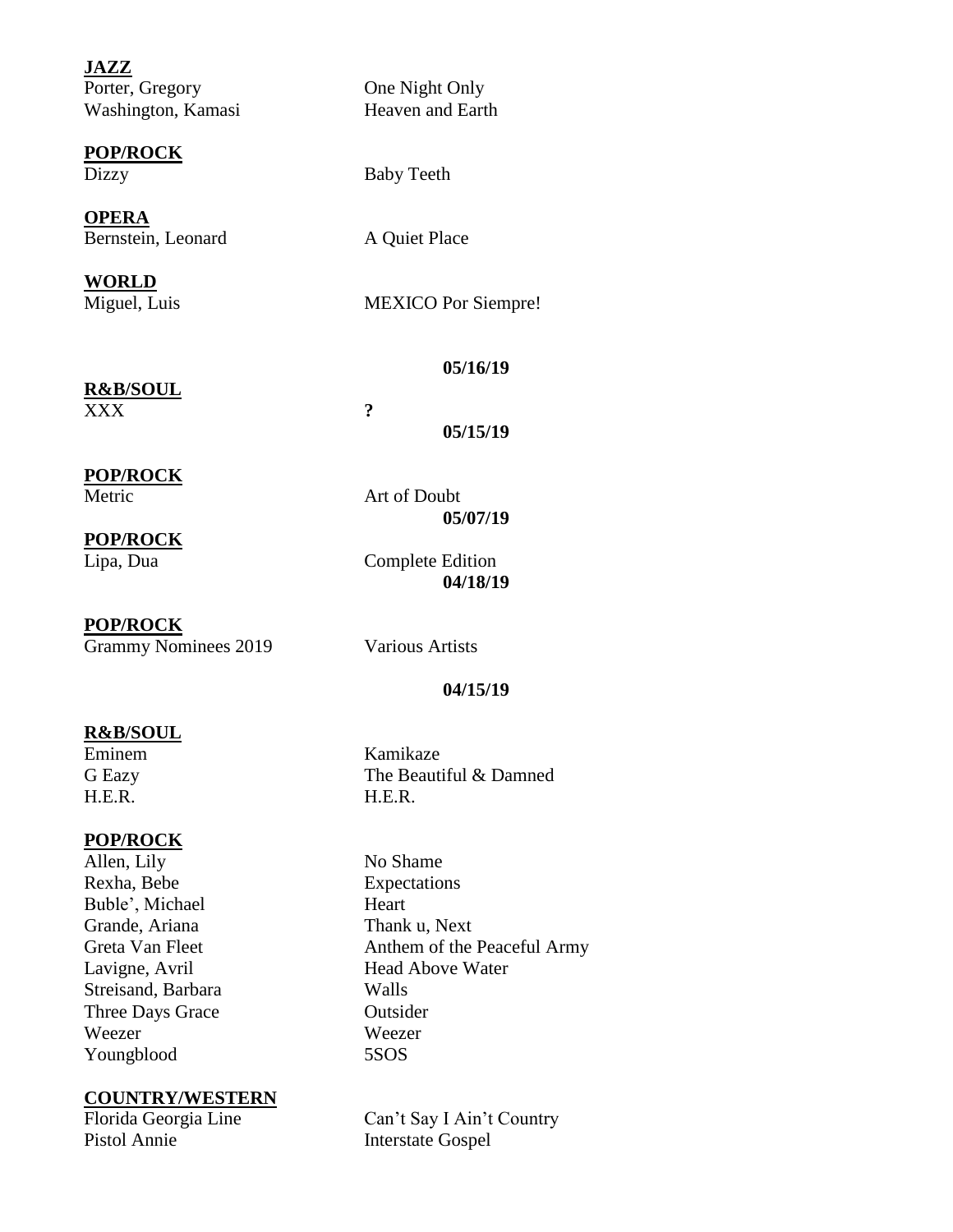**JAZZ**

Porter, Gregory — One Night Only
Washington, Kamasi — Heaven and Earth

**POP/ROCK**

Dizzy — Baby Teeth

**OPERA**

Bernstein, Leonard — A Quiet Place

**WORLD**

Miguel, Luis — MEXICO Por Siempre!

**05/16/19**

**R&B/SOUL**

XXX — **?**

**05/15/19**

**POP/ROCK**

Metric — Art of Doubt

**05/07/19**

**POP/ROCK**

Lipa, Dua — Complete Edition

**04/18/19**

**POP/ROCK**

Grammy Nominees 2019 — Various Artists

**04/15/19**

**R&B/SOUL**

Eminem — Kamikaze
G Eazy — The Beautiful & Damned
H.E.R. — H.E.R.

**POP/ROCK**

Allen, Lily — No Shame
Rexha, Bebe — Expectations
Buble', Michael — Heart
Grande, Ariana — Thank u, Next
Greta Van Fleet — Anthem of the Peaceful Army
Lavigne, Avril — Head Above Water
Streisand, Barbara — Walls
Three Days Grace — Outsider
Weezer — Weezer
Youngblood — 5SOS

**COUNTRY/WESTERN**

Florida Georgia Line — Can't Say I Ain't Country
Pistol Annie — Interstate Gospel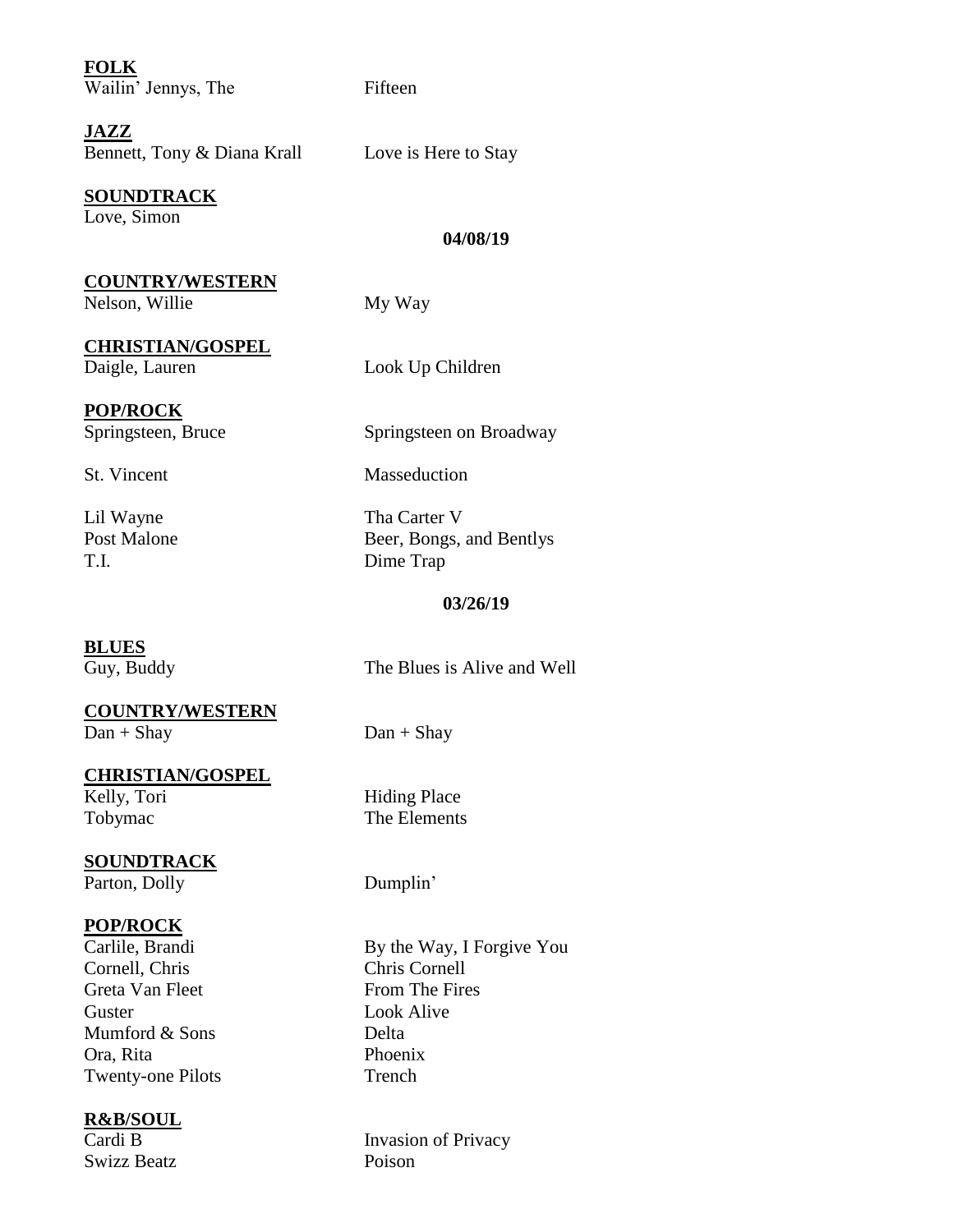**FOLK**

| | |
|---|---|
| Wailin' Jennys, The | Fifteen |

**JAZZ**

| | |
|---|---|
| Bennett, Tony & Diana Krall | Love is Here to Stay |

**SOUNDTRACK**

Love, Simon

**04/08/19**

**COUNTRY/WESTERN**

| | |
|---|---|
| Nelson, Willie | My Way |

**CHRISTIAN/GOSPEL**

| | |
|---|---|
| Daigle, Lauren | Look Up Children |

**POP/ROCK**

| | |
|---|---|
| Springsteen, Bruce | Springsteen on Broadway |
| St. Vincent | Masseduction |
| Lil Wayne | Tha Carter V |
| Post Malone | Beer, Bongs, and Bentlys |
| T.I. | Dime Trap |

**03/26/19**

**BLUES**

| | |
|---|---|
| Guy, Buddy | The Blues is Alive and Well |

**COUNTRY/WESTERN**

| | |
|---|---|
| Dan + Shay | Dan + Shay |

**CHRISTIAN/GOSPEL**

| | |
|---|---|
| Kelly, Tori | Hiding Place |
| Tobymac | The Elements |

**SOUNDTRACK**

| | |
|---|---|
| Parton, Dolly | Dumplin' |

**POP/ROCK**

| | |
|---|---|
| Carlile, Brandi | By the Way, I Forgive You |
| Cornell, Chris | Chris Cornell |
| Greta Van Fleet | From The Fires |
| Guster | Look Alive |
| Mumford & Sons | Delta |
| Ora, Rita | Phoenix |
| Twenty-one Pilots | Trench |

**R&B/SOUL**

| | |
|---|---|
| Cardi B | Invasion of Privacy |
| Swizz Beatz | Poison |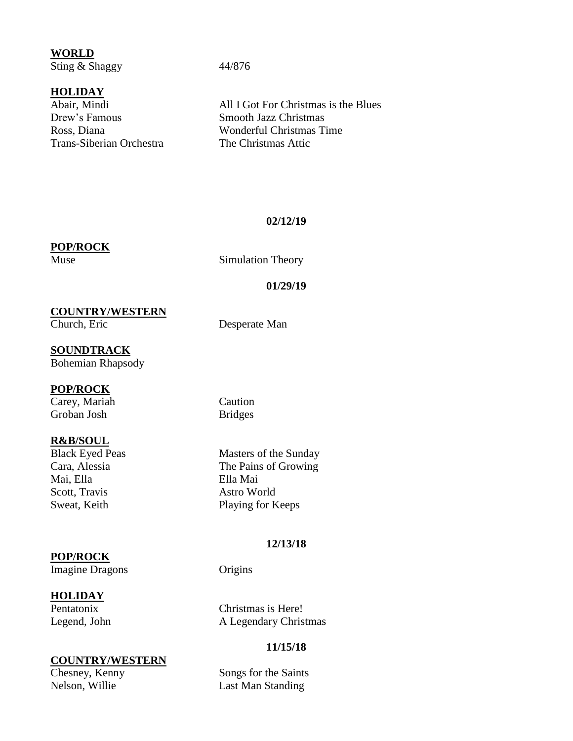**WORLD**

| | |
|---|---|
| Sting & Shaggy | 44/876 |

**HOLIDAY**

| | |
|---|---|
| Abair, Mindi | All I Got For Christmas is the Blues |
| Drew's Famous | Smooth Jazz Christmas |
| Ross, Diana | Wonderful Christmas Time |
| Trans-Siberian Orchestra | The Christmas Attic |

**02/12/19**

**POP/ROCK**

| | |
|---|---|
| Muse | Simulation Theory |

**01/29/19**

**COUNTRY/WESTERN**

| | |
|---|---|
| Church, Eric | Desperate Man |

**SOUNDTRACK**

Bohemian Rhapsody

**POP/ROCK**

| | |
|---|---|
| Carey, Mariah | Caution |
| Groban Josh | Bridges |

**R&B/SOUL**

| | |
|---|---|
| Black Eyed Peas | Masters of the Sunday |
| Cara, Alessia | The Pains of Growing |
| Mai, Ella | Ella Mai |
| Scott, Travis | Astro World |
| Sweat, Keith | Playing for Keeps |

**12/13/18**

**POP/ROCK**

| | |
|---|---|
| Imagine Dragons | Origins |

**HOLIDAY**

| | |
|---|---|
| Pentatonix | Christmas is Here! |
| Legend, John | A Legendary Christmas |

**11/15/18**

**COUNTRY/WESTERN**

| | |
|---|---|
| Chesney, Kenny | Songs for the Saints |
| Nelson, Willie | Last Man Standing |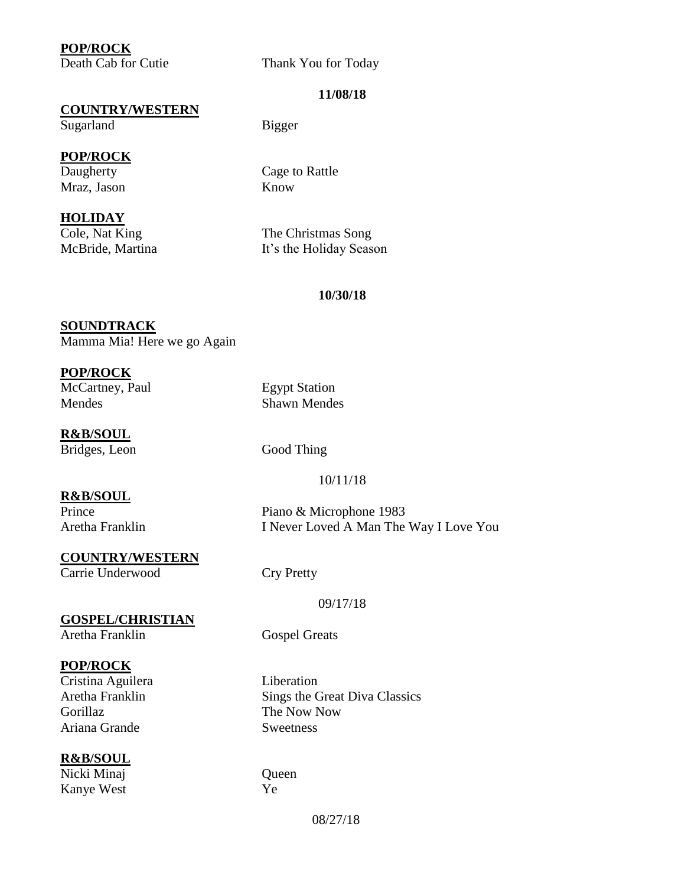**POP/ROCK**

| | |
|---|---|
| Death Cab for Cutie | Thank You for Today |

**11/08/18**

**COUNTRY/WESTERN**

| | |
|---|---|
| Sugarland | Bigger |

**POP/ROCK**

| | |
|---|---|
| Daugherty | Cage to Rattle |
| Mraz, Jason | Know |

**HOLIDAY**

| | |
|---|---|
| Cole, Nat King | The Christmas Song |
| McBride, Martina | It's the Holiday Season |

**10/30/18**

**SOUNDTRACK**

Mamma Mia! Here we go Again

**POP/ROCK**

| | |
|---|---|
| McCartney, Paul | Egypt Station |
| Mendes | Shawn Mendes |

**R&B/SOUL**

| | |
|---|---|
| Bridges, Leon | Good Thing |

10/11/18

**R&B/SOUL**

| | |
|---|---|
| Prince | Piano & Microphone 1983 |
| Aretha Franklin | I Never Loved A Man The Way I Love You |

**COUNTRY/WESTERN**

| | |
|---|---|
| Carrie Underwood | Cry Pretty |

09/17/18

**GOSPEL/CHRISTIAN**

| | |
|---|---|
| Aretha Franklin | Gospel Greats |

**POP/ROCK**

| | |
|---|---|
| Cristina Aguilera | Liberation |
| Aretha Franklin | Sings the Great Diva Classics |
| Gorillaz | The Now Now |
| Ariana Grande | Sweetness |

**R&B/SOUL**

| | |
|---|---|
| Nicki Minaj | Queen |
| Kanye West | Ye |

08/27/18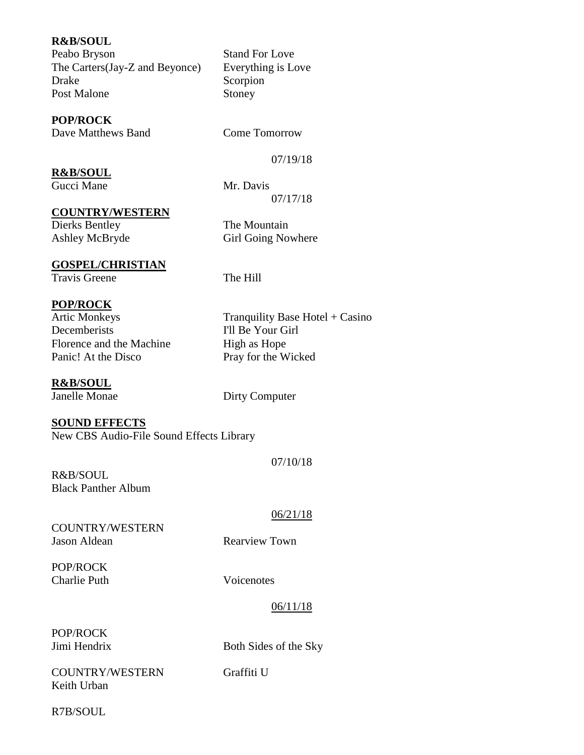**R&B/SOUL**

Peabo Bryson — Stand For Love
The Carters(Jay-Z and Beyonce) — Everything is Love
Drake — Scorpion
Post Malone — Stoney

**POP/ROCK**

Dave Matthews Band — Come Tomorrow

07/19/18

**R&B/SOUL**

Gucci Mane — Mr. Davis

07/17/18

**COUNTRY/WESTERN**

Dierks Bentley — The Mountain
Ashley McBryde — Girl Going Nowhere

**GOSPEL/CHRISTIAN**

Travis Greene — The Hill

**POP/ROCK**

Artic Monkeys — Tranquility Base Hotel + Casino
Decemberists — I'll Be Your Girl
Florence and the Machine — High as Hope
Panic! At the Disco — Pray for the Wicked

**R&B/SOUL**

Janelle Monae — Dirty Computer

**SOUND EFFECTS**

New CBS Audio-File Sound Effects Library

07/10/18

R&B/SOUL
Black Panther Album

06/21/18

COUNTRY/WESTERN
Jason Aldean — Rearview Town

POP/ROCK
Charlie Puth — Voicenotes

06/11/18

POP/ROCK
Jimi Hendrix — Both Sides of the Sky

COUNTRY/WESTERN — Graffiti U
Keith Urban

R7B/SOUL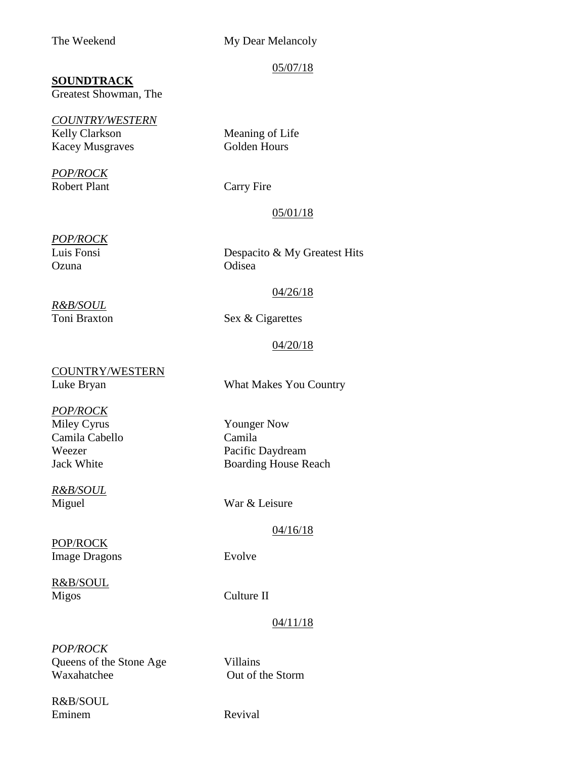| | |
|---|---|
| The Weekend | My Dear Melancoly |

<u>05/07/18</u>

**<u>SOUNDTRACK</u>**
Greatest Showman, The

| | |
|---|---|
| *<u>COUNTRY/WESTERN</u>* | |
| Kelly Clarkson | Meaning of Life |
| Kacey Musgraves | Golden Hours |
| *<u>POP/ROCK</u>* | |
| Robert Plant | Carry Fire |

<u>05/01/18</u>

| | |
|---|---|
| *<u>POP/ROCK</u>* | |
| Luis Fonsi | Despacito & My Greatest Hits |
| Ozuna | Odisea |

<u>04/26/18</u>

| | |
|---|---|
| *<u>R&B/SOUL</u>* | |
| Toni Braxton | Sex & Cigarettes |

<u>04/20/18</u>

| | |
|---|---|
| <u>COUNTRY/WESTERN</u> | |
| Luke Bryan | What Makes You Country |
| *<u>POP/ROCK</u>* | |
| Miley Cyrus | Younger Now |
| Camila Cabello | Camila |
| Weezer | Pacific Daydream |
| Jack White | Boarding House Reach |
| *<u>R&B/SOUL</u>* | |
| Miguel | War & Leisure |

<u>04/16/18</u>

| | |
|---|---|
| <u>POP/ROCK</u> | |
| Image Dragons | Evolve |
| <u>R&B/SOUL</u> | |
| Migos | Culture II |

<u>04/11/18</u>

| | |
|---|---|
| *POP/ROCK* | |
| Queens of the Stone Age | Villains |
| Waxahatchee | Out of the Storm |
| R&B/SOUL | |
| Eminem | Revival |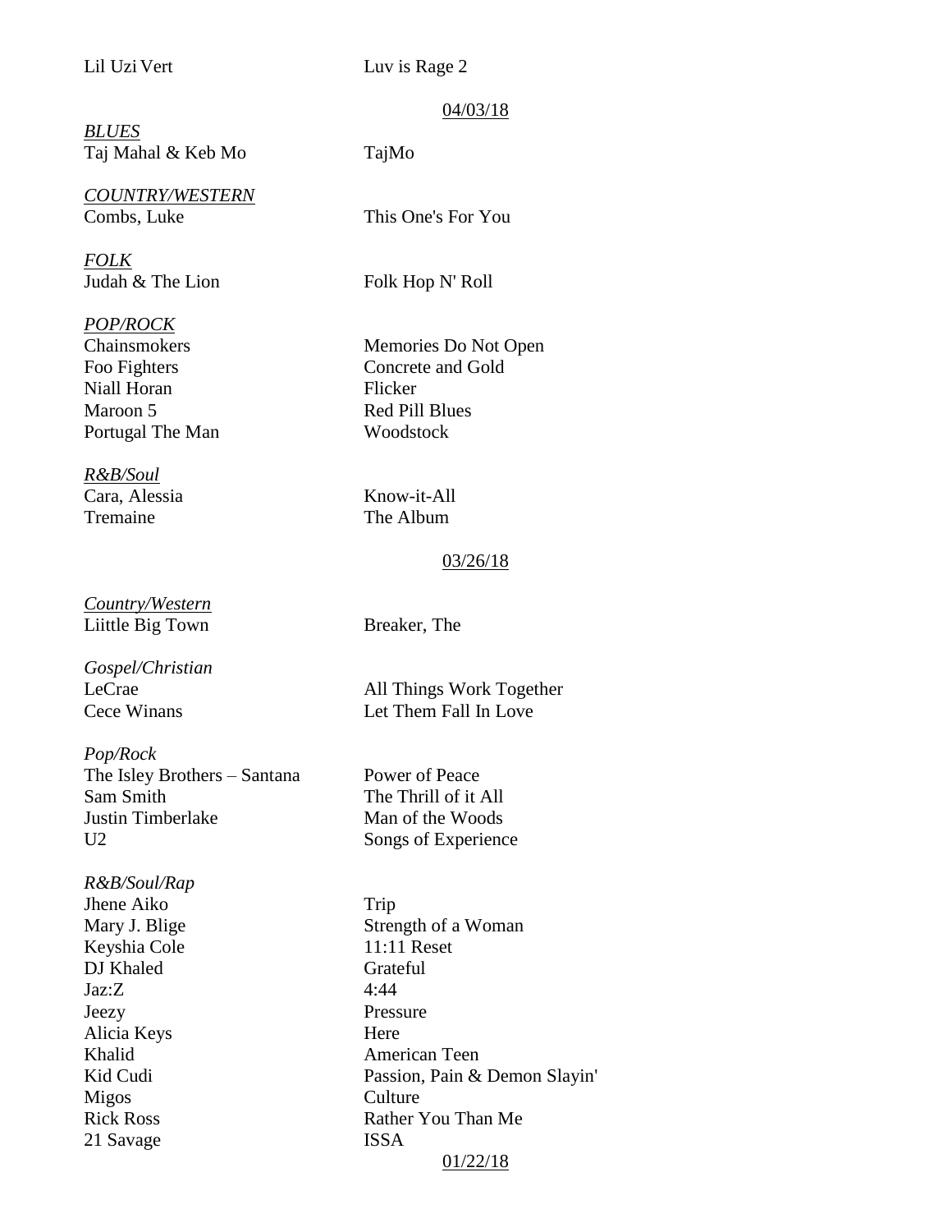| | |
|---|---|
| Lil Uzi Vert | Luv is Rage 2 |

<u>04/03/18</u>

*<u>BLUES</u>*

| | |
|---|---|
| Taj Mahal & Keb Mo | TajMo |

*<u>COUNTRY/WESTERN</u>*

| | |
|---|---|
| Combs, Luke | This One's For You |

*<u>FOLK</u>*

| | |
|---|---|
| Judah & The Lion | Folk Hop N' Roll |

*<u>POP/ROCK</u>*

| | |
|---|---|
| Chainsmokers | Memories Do Not Open |
| Foo Fighters | Concrete and Gold |
| Niall Horan | Flicker |
| Maroon 5 | Red Pill Blues |
| Portugal The Man | Woodstock |

*<u>R&B/Soul</u>*

| | |
|---|---|
| Cara, Alessia | Know-it-All |
| Tremaine | The Album |

<u>03/26/18</u>

*<u>Country/Western</u>*

| | |
|---|---|
| Liittle Big Town | Breaker, The |

*Gospel/Christian*

| | |
|---|---|
| LeCrae | All Things Work Together |
| Cece Winans | Let Them Fall In Love |

*Pop/Rock*

| | |
|---|---|
| The Isley Brothers – Santana | Power of Peace |
| Sam Smith | The Thrill of it All |
| Justin Timberlake | Man of the Woods |
| U2 | Songs of Experience |

*R&B/Soul/Rap*

| | |
|---|---|
| Jhene Aiko | Trip |
| Mary J. Blige | Strength of a Woman |
| Keyshia Cole | 11:11 Reset |
| DJ Khaled | Grateful |
| Jaz:Z | 4:44 |
| Jeezy | Pressure |
| Alicia Keys | Here |
| Khalid | American Teen |
| Kid Cudi | Passion, Pain & Demon Slayin' |
| Migos | Culture |
| Rick Ross | Rather You Than Me |
| 21 Savage | ISSA |

<u>01/22/18</u>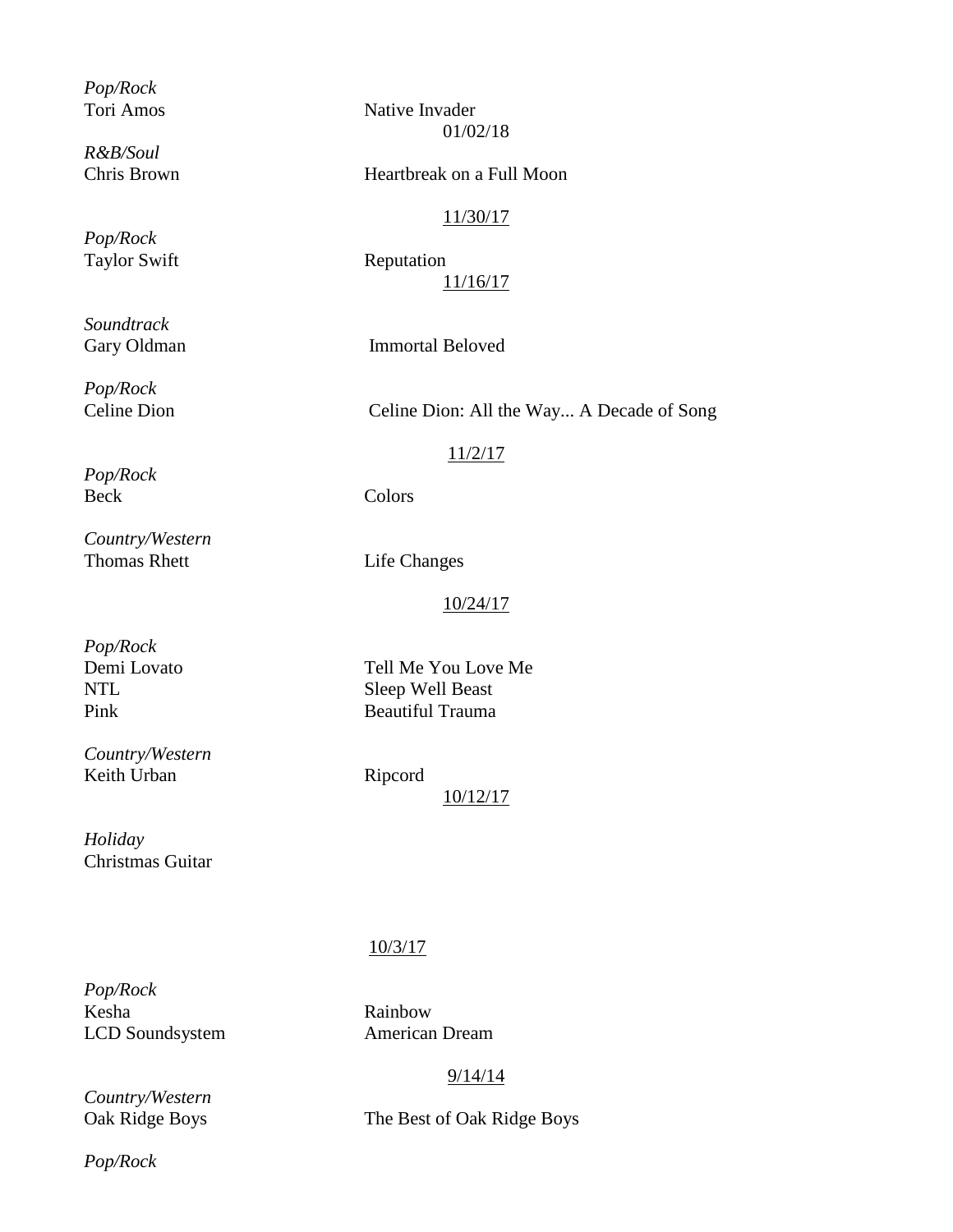*Pop/Rock*
Tori Amos — Native Invader

01/02/18

*R&B/Soul*
Chris Brown — Heartbreak on a Full Moon

11/30/17

*Pop/Rock*
Taylor Swift — Reputation

11/16/17

*Soundtrack*
Gary Oldman — Immortal Beloved

*Pop/Rock*
Celine Dion — Celine Dion: All the Way... A Decade of Song

11/2/17

*Pop/Rock*
Beck — Colors

*Country/Western*
Thomas Rhett — Life Changes

10/24/17

*Pop/Rock*
Demi Lovato — Tell Me You Love Me
NTL — Sleep Well Beast
Pink — Beautiful Trauma

*Country/Western*
Keith Urban — Ripcord

10/12/17

*Holiday*
Christmas Guitar

10/3/17

*Pop/Rock*
Kesha — Rainbow
LCD Soundsystem — American Dream

9/14/14

*Country/Western*
Oak Ridge Boys — The Best of Oak Ridge Boys

*Pop/Rock*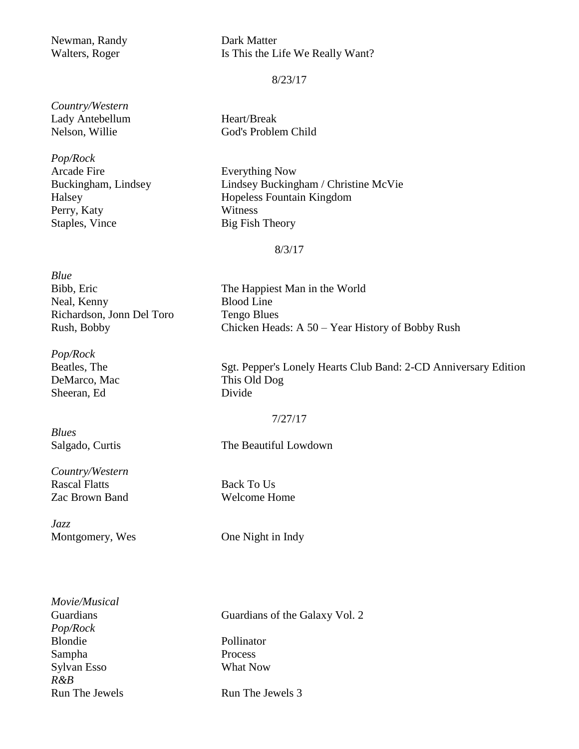| | |
|---|---|
| Newman, Randy | Dark Matter |
| Walters, Roger | Is This the Life We Really Want? |

8/23/17

| | |
|---|---|
| *Country/Western* | |
| Lady Antebellum | Heart/Break |
| Nelson, Willie | God's Problem Child |
| *Pop/Rock* | |
| Arcade Fire | Everything Now |
| Buckingham, Lindsey | Lindsey Buckingham / Christine McVie |
| Halsey | Hopeless Fountain Kingdom |
| Perry, Katy | Witness |
| Staples, Vince | Big Fish Theory |

8/3/17

| | |
|---|---|
| *Blue* | |
| Bibb, Eric | The Happiest Man in the World |
| Neal, Kenny | Blood Line |
| Richardson, Jonn Del Toro | Tengo Blues |
| Rush, Bobby | Chicken Heads: A 50 – Year History of Bobby Rush |
| *Pop/Rock* | |
| Beatles, The | Sgt. Pepper's Lonely Hearts Club Band: 2-CD Anniversary Edition |
| DeMarco, Mac | This Old Dog |
| Sheeran, Ed | Divide |

7/27/17

| | |
|---|---|
| *Blues* | |
| Salgado, Curtis | The Beautiful Lowdown |
| *Country/Western* | |
| Rascal Flatts | Back To Us |
| Zac Brown Band | Welcome Home |
| *Jazz* | |
| Montgomery, Wes | One Night in Indy |
| *Movie/Musical* | |
| Guardians | Guardians of the Galaxy Vol. 2 |
| *Pop/Rock* | |
| Blondie | Pollinator |
| Sampha | Process |
| Sylvan Esso | What Now |
| *R&B* | |
| Run The Jewels | Run The Jewels 3 |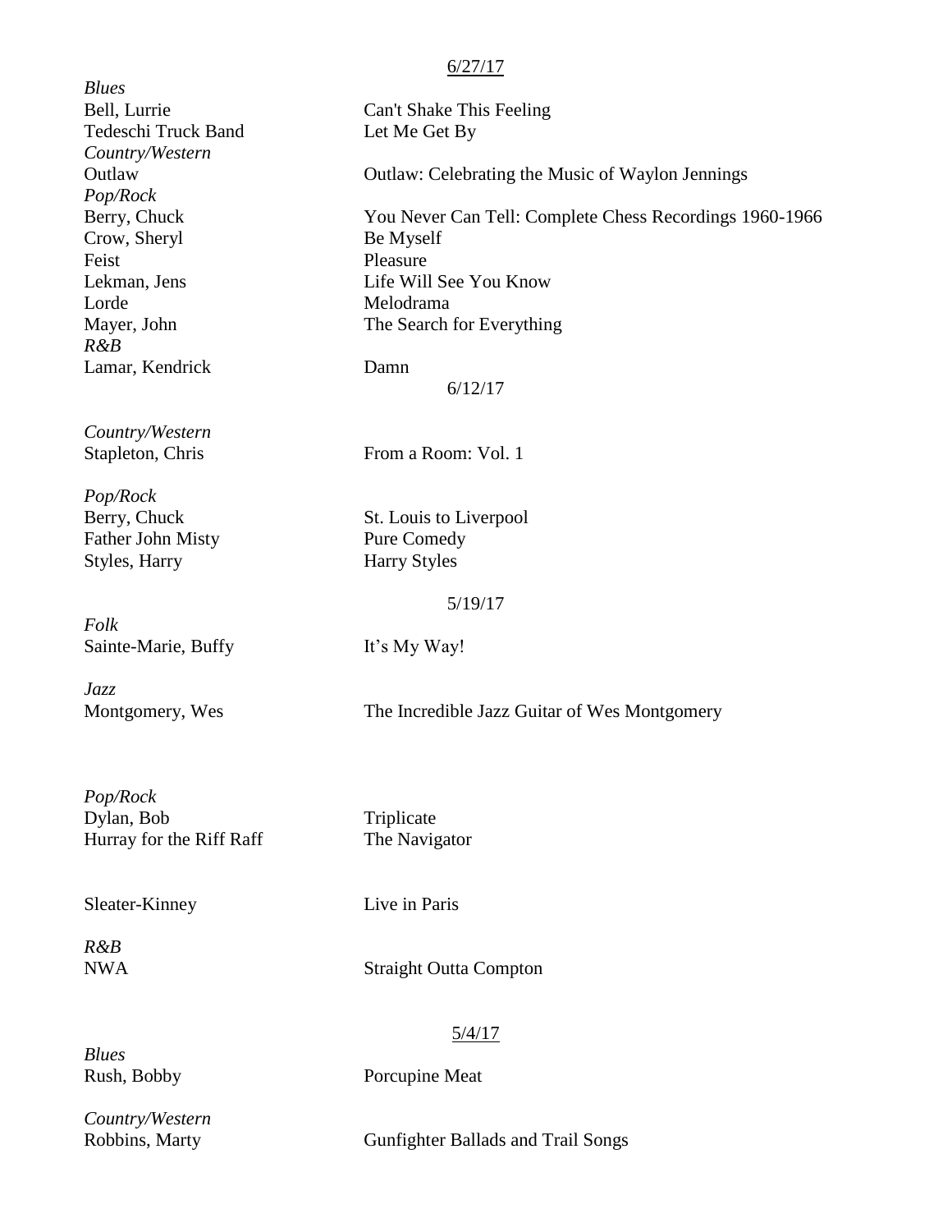<u>6/27/17</u>

*Blues*

| | |
|---|---|
| Bell, Lurrie | Can't Shake This Feeling |
| Tedeschi Truck Band | Let Me Get By |

*Country/Western*

| | |
|---|---|
| Outlaw | Outlaw: Celebrating the Music of Waylon Jennings |

*Pop/Rock*

| | |
|---|---|
| Berry, Chuck | You Never Can Tell: Complete Chess Recordings 1960-1966 |
| Crow, Sheryl | Be Myself |
| Feist | Pleasure |
| Lekman, Jens | Life Will See You Know |
| Lorde | Melodrama |
| Mayer, John | The Search for Everything |

*R&B*

| | |
|---|---|
| Lamar, Kendrick | Damn |

6/12/17

*Country/Western*

| | |
|---|---|
| Stapleton, Chris | From a Room: Vol. 1 |

*Pop/Rock*

| | |
|---|---|
| Berry, Chuck | St. Louis to Liverpool |
| Father John Misty | Pure Comedy |
| Styles, Harry | Harry Styles |

5/19/17

*Folk*

| | |
|---|---|
| Sainte-Marie, Buffy | It’s My Way! |

*Jazz*

| | |
|---|---|
| Montgomery, Wes | The Incredible Jazz Guitar of Wes Montgomery |

*Pop/Rock*

| | |
|---|---|
| Dylan, Bob | Triplicate |
| Hurray for the Riff Raff | The Navigator |
| Sleater-Kinney | Live in Paris |

*R&B*

| | |
|---|---|
| NWA | Straight Outta Compton |

<u>5/4/17</u>

*Blues*

| | |
|---|---|
| Rush, Bobby | Porcupine Meat |

*Country/Western*

| | |
|---|---|
| Robbins, Marty | Gunfighter Ballads and Trail Songs |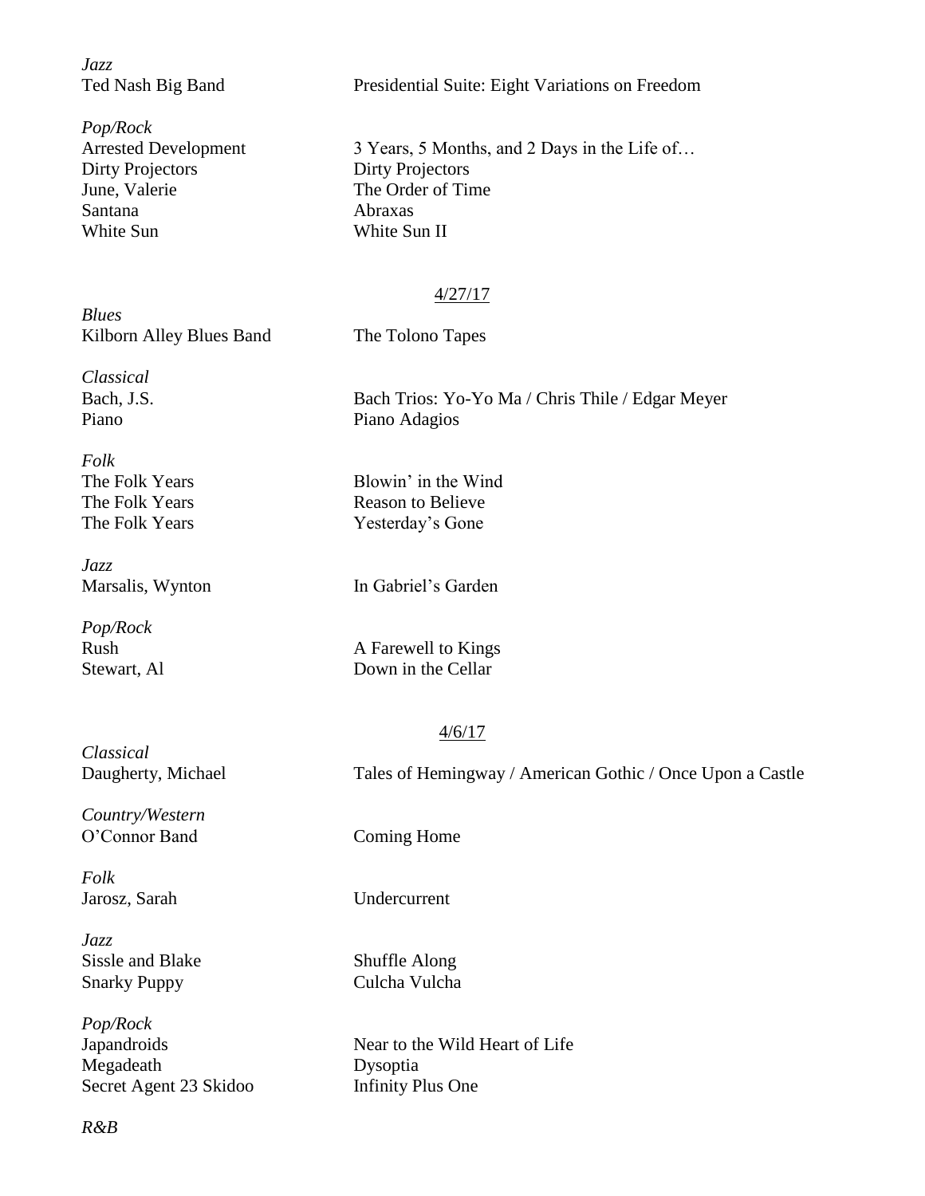*Jazz*
Ted Nash Big Band — Presidential Suite: Eight Variations on Freedom

*Pop/Rock*
Arrested Development — 3 Years, 5 Months, and 2 Days in the Life of…
Dirty Projectors — Dirty Projectors
June, Valerie — The Order of Time
Santana — Abraxas
White Sun — White Sun II

4/27/17

*Blues*
Kilborn Alley Blues Band — The Tolono Tapes

*Classical*
Bach, J.S. — Bach Trios: Yo-Yo Ma / Chris Thile / Edgar Meyer
Piano — Piano Adagios

*Folk*
The Folk Years — Blowin' in the Wind
The Folk Years — Reason to Believe
The Folk Years — Yesterday's Gone

*Jazz*
Marsalis, Wynton — In Gabriel's Garden

*Pop/Rock*
Rush — A Farewell to Kings
Stewart, Al — Down in the Cellar

4/6/17

*Classical*
Daugherty, Michael — Tales of Hemingway / American Gothic / Once Upon a Castle

*Country/Western*
O'Connor Band — Coming Home

*Folk*
Jarosz, Sarah — Undercurrent

*Jazz*
Sissle and Blake — Shuffle Along
Snarky Puppy — Culcha Vulcha

*Pop/Rock*
Japandroids — Near to the Wild Heart of Life
Megadeath — Dysoptia
Secret Agent 23 Skidoo — Infinity Plus One

*R&B*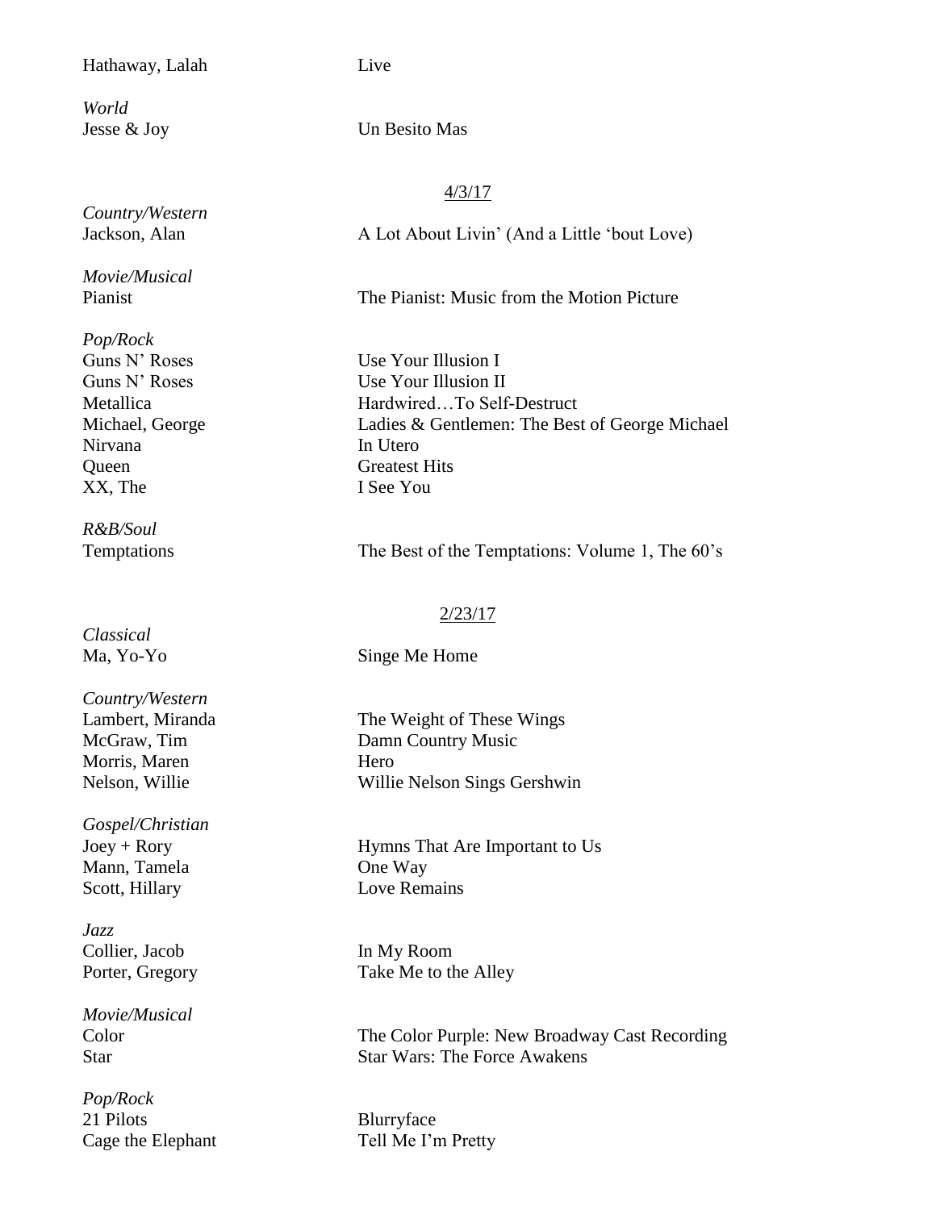Hathaway, Lalah | Live

*World*

Jesse & Joy | Un Besito Mas

<u>4/3/17</u>

*Country/Western*

Jackson, Alan | A Lot About Livin' (And a Little 'bout Love)

*Movie/Musical*

Pianist | The Pianist: Music from the Motion Picture

*Pop/Rock*

| | |
|---|---|
| Guns N' Roses | Use Your Illusion I |
| Guns N' Roses | Use Your Illusion II |
| Metallica | Hardwired…To Self-Destruct |
| Michael, George | Ladies & Gentlemen: The Best of George Michael |
| Nirvana | In Utero |
| Queen | Greatest Hits |
| XX, The | I See You |

*R&B/Soul*

Temptations | The Best of the Temptations: Volume 1, The 60's

<u>2/23/17</u>

*Classical*

Ma, Yo-Yo | Singe Me Home

*Country/Western*

| | |
|---|---|
| Lambert, Miranda | The Weight of These Wings |
| McGraw, Tim | Damn Country Music |
| Morris, Maren | Hero |
| Nelson, Willie | Willie Nelson Sings Gershwin |

*Gospel/Christian*

| | |
|---|---|
| Joey + Rory | Hymns That Are Important to Us |
| Mann, Tamela | One Way |
| Scott, Hillary | Love Remains |

*Jazz*

| | |
|---|---|
| Collier, Jacob | In My Room |
| Porter, Gregory | Take Me to the Alley |

*Movie/Musical*

| | |
|---|---|
| Color | The Color Purple: New Broadway Cast Recording |
| Star | Star Wars: The Force Awakens |

*Pop/Rock*

| | |
|---|---|
| 21 Pilots | Blurryface |
| Cage the Elephant | Tell Me I'm Pretty |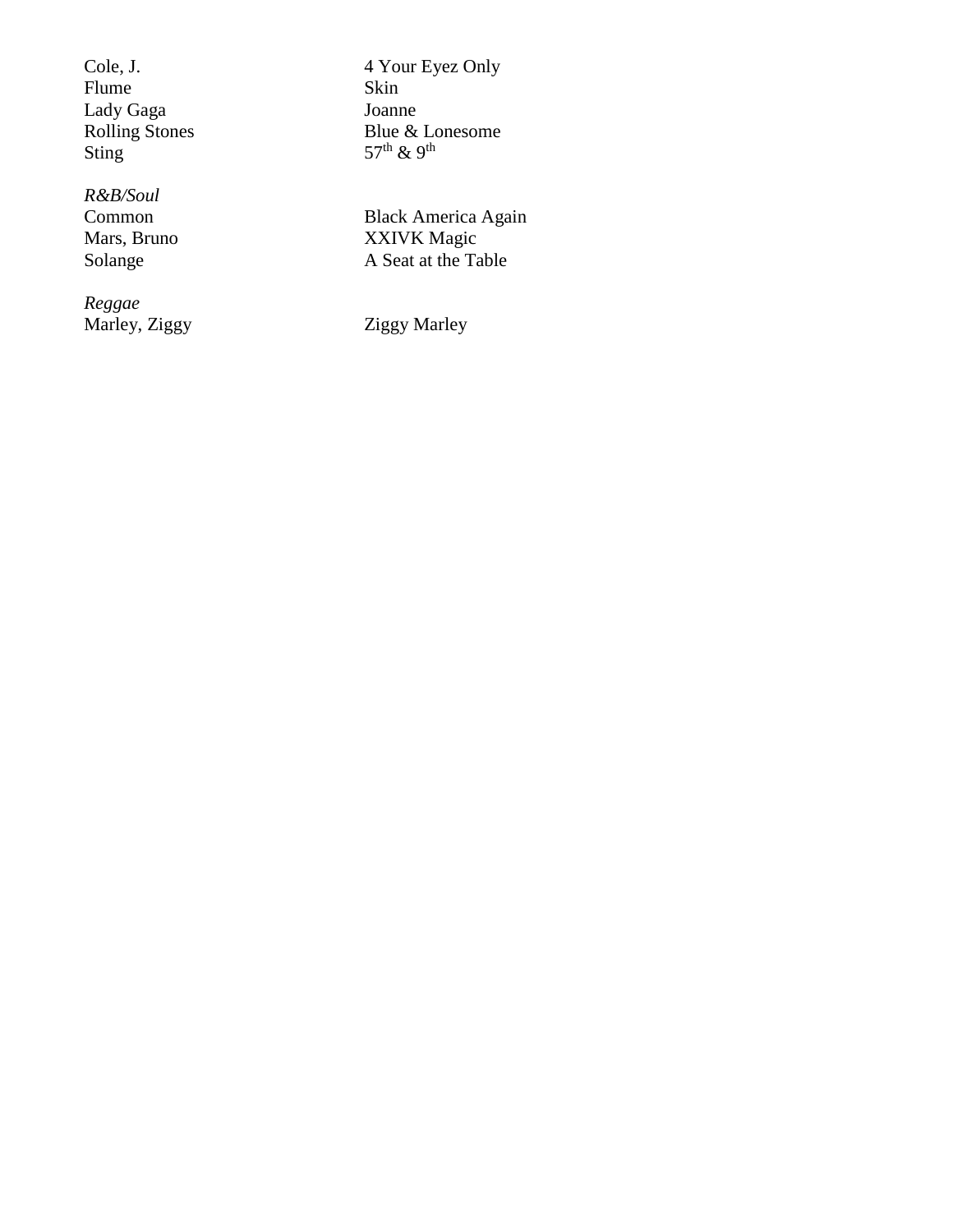| | |
|---|---|
| Cole, J. | 4 Your Eyez Only |
| Flume | Skin |
| Lady Gaga | Joanne |
| Rolling Stones | Blue & Lonesome |
| Sting | 57th & 9th |
| *R&B/Soul* | |
| Common | Black America Again |
| Mars, Bruno | XXIVK Magic |
| Solange | A Seat at the Table |
| *Reggae* | |
| Marley, Ziggy | Ziggy Marley |